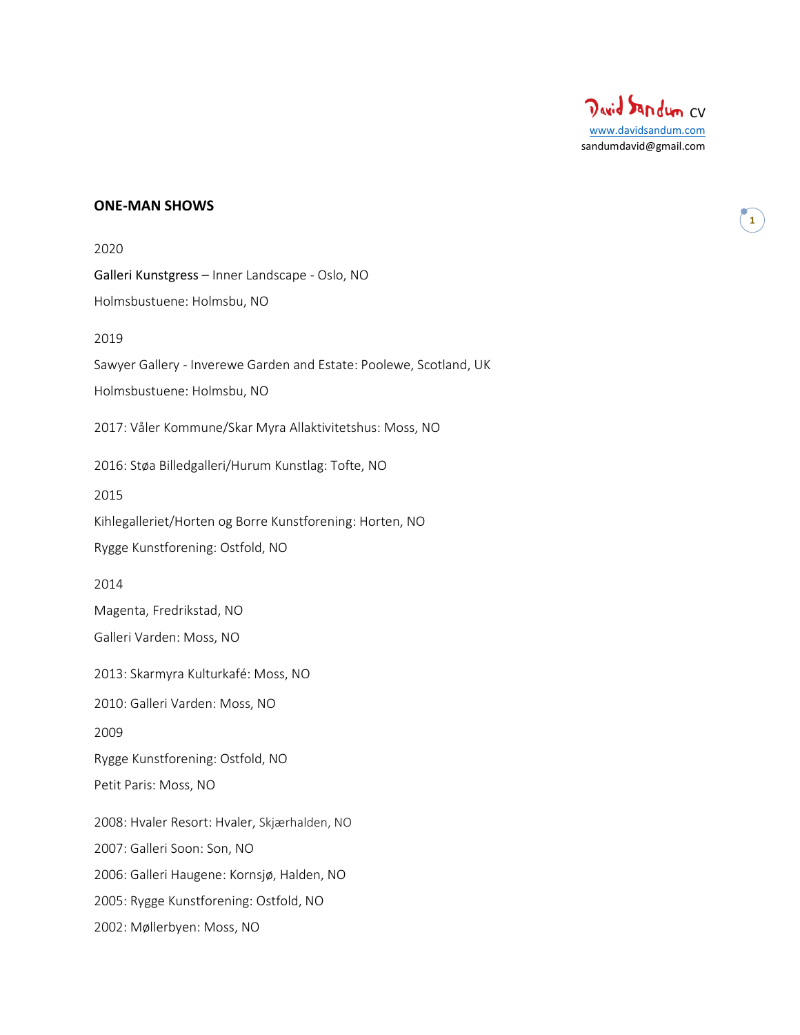David Sandum CV
www.davidsandum.com
sandumdavid@gmail.com

## ONE-MAN SHOWS

2020

Galleri Kunstgress – Inner Landscape - Oslo, NO

Holmsbustuene: Holmsbu, NO

2019

Sawyer Gallery - Inverewe Garden and Estate: Poolewe, Scotland, UK

Holmsbustuene: Holmsbu, NO

2017: Våler Kommune/Skar Myra Allaktivitetshus: Moss, NO

2016: Støa Billedgalleri/Hurum Kunstlag: Tofte, NO

2015

Kihlegalleriet/Horten og Borre Kunstforening: Horten, NO

Rygge Kunstforening: Ostfold, NO

2014

Magenta, Fredrikstad, NO

Galleri Varden: Moss, NO

2013: Skarmyra Kulturkafé: Moss, NO

2010: Galleri Varden: Moss, NO

2009

Rygge Kunstforening: Ostfold, NO

Petit Paris: Moss, NO

2008: Hvaler Resort: Hvaler, Skjærhalden, NO

2007: Galleri Soon: Son, NO

2006: Galleri Haugene: Kornsjø, Halden, NO

2005: Rygge Kunstforening: Ostfold, NO

2002: Møllerbyen: Moss, NO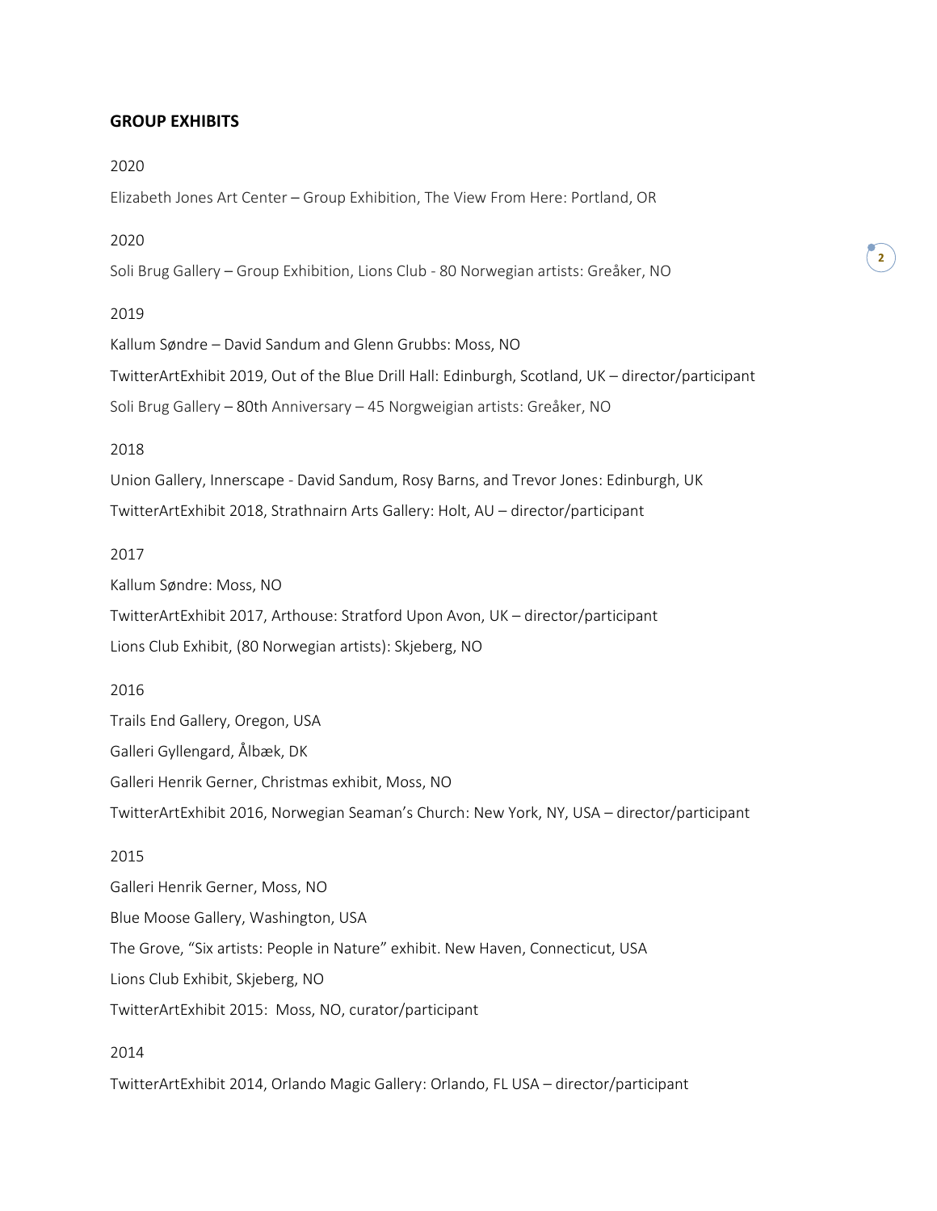## GROUP EXHIBITS

2020

Elizabeth Jones Art Center – Group Exhibition, The View From Here: Portland, OR

2020

Soli Brug Gallery – Group Exhibition, Lions Club - 80 Norwegian artists: Greåker, NO

2019

Kallum Søndre – David Sandum and Glenn Grubbs: Moss, NO

TwitterArtExhibit 2019, Out of the Blue Drill Hall: Edinburgh, Scotland, UK – director/participant

Soli Brug Gallery – 80th Anniversary – 45 Norgweigian artists: Greåker, NO

2018

Union Gallery, Innerscape - David Sandum, Rosy Barns, and Trevor Jones: Edinburgh, UK

TwitterArtExhibit 2018, Strathnairn Arts Gallery: Holt, AU – director/participant

2017

Kallum Søndre: Moss, NO

TwitterArtExhibit 2017, Arthouse: Stratford Upon Avon, UK – director/participant

Lions Club Exhibit, (80 Norwegian artists): Skjeberg, NO

2016

Trails End Gallery, Oregon, USA

Galleri Gyllengard, Ålbæk, DK

Galleri Henrik Gerner, Christmas exhibit, Moss, NO

TwitterArtExhibit 2016, Norwegian Seaman's Church: New York, NY, USA – director/participant

2015

Galleri Henrik Gerner, Moss, NO

Blue Moose Gallery, Washington, USA

The Grove, "Six artists: People in Nature" exhibit. New Haven, Connecticut, USA

Lions Club Exhibit, Skjeberg, NO

TwitterArtExhibit 2015: Moss, NO, curator/participant

2014

TwitterArtExhibit 2014, Orlando Magic Gallery: Orlando, FL USA – director/participant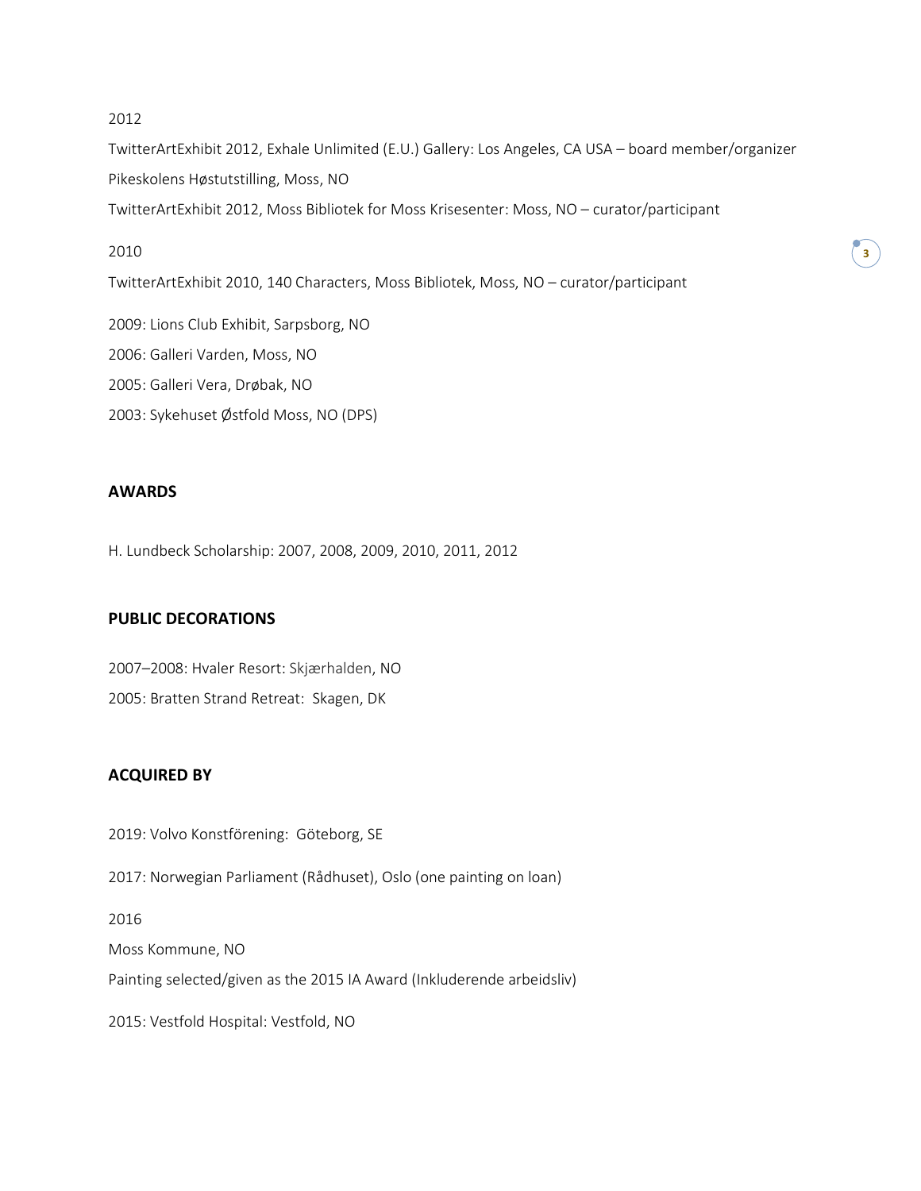2012

TwitterArtExhibit 2012, Exhale Unlimited (E.U.) Gallery: Los Angeles, CA USA – board member/organizer

Pikeskolens Høstutstilling, Moss, NO

TwitterArtExhibit 2012, Moss Bibliotek for Moss Krisesenter: Moss, NO – curator/participant

2010

TwitterArtExhibit 2010, 140 Characters, Moss Bibliotek, Moss, NO – curator/participant

2009: Lions Club Exhibit, Sarpsborg, NO

2006: Galleri Varden, Moss, NO

2005: Galleri Vera, Drøbak, NO

2003: Sykehuset Østfold Moss, NO (DPS)

**AWARDS**

H. Lundbeck Scholarship: 2007, 2008, 2009, 2010, 2011, 2012

**PUBLIC DECORATIONS**

2007–2008: Hvaler Resort: Skjærhalden, NO

2005: Bratten Strand Retreat: Skagen, DK

**ACQUIRED BY**

2019: Volvo Konstförening: Göteborg, SE

2017: Norwegian Parliament (Rådhuset), Oslo (one painting on loan)

2016

Moss Kommune, NO

Painting selected/given as the 2015 IA Award (Inkluderende arbeidsliv)

2015: Vestfold Hospital: Vestfold, NO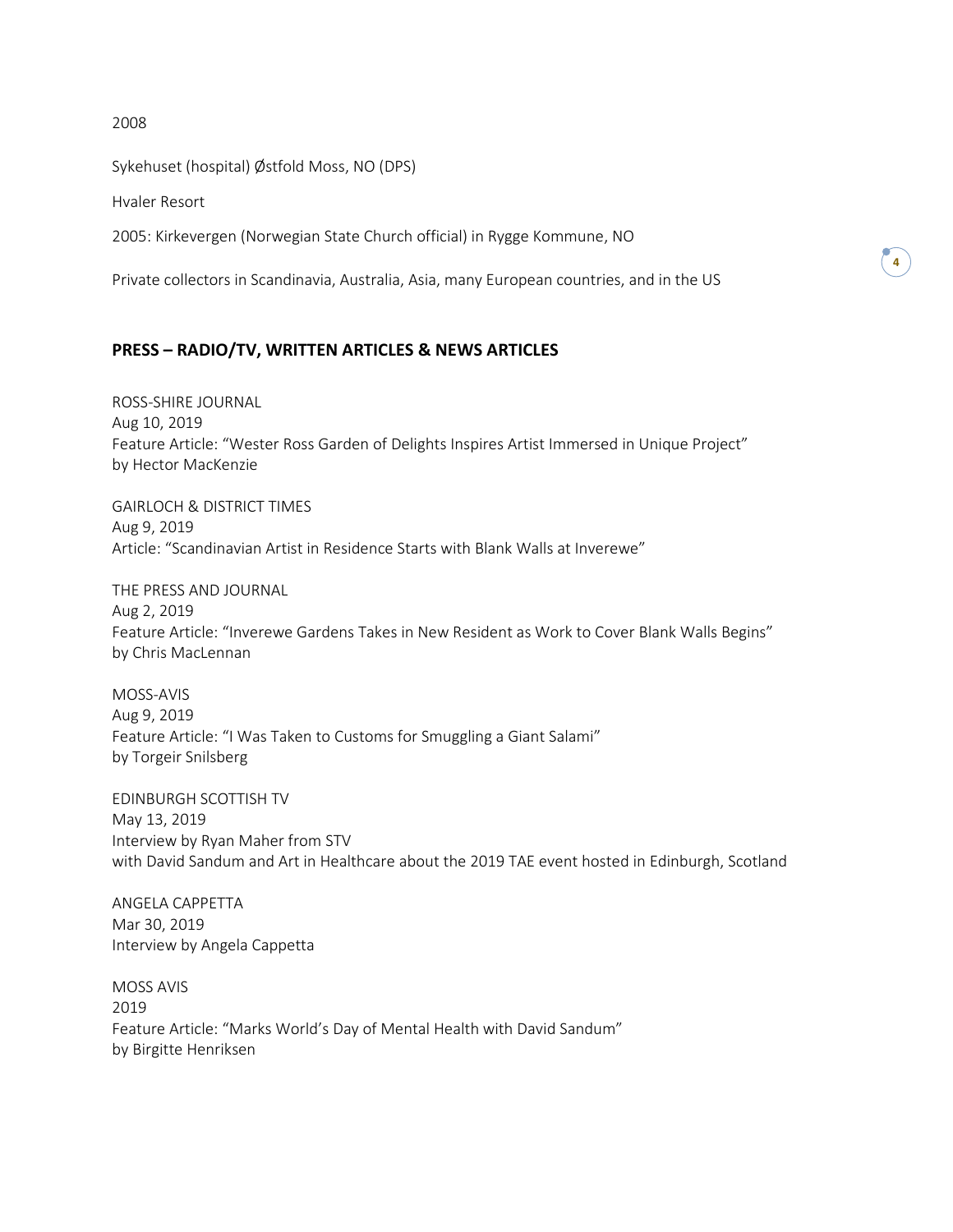2008

Sykehuset (hospital) Østfold Moss, NO (DPS)

Hvaler Resort

2005: Kirkevergen (Norwegian State Church official) in Rygge Kommune, NO

Private collectors in Scandinavia, Australia, Asia, many European countries, and in the US

## PRESS – RADIO/TV, WRITTEN ARTICLES & NEWS ARTICLES

ROSS-SHIRE JOURNAL
Aug 10, 2019
Feature Article: "Wester Ross Garden of Delights Inspires Artist Immersed in Unique Project"
by Hector MacKenzie

GAIRLOCH & DISTRICT TIMES
Aug 9, 2019
Article: "Scandinavian Artist in Residence Starts with Blank Walls at Inverewe"

THE PRESS AND JOURNAL
Aug 2, 2019
Feature Article: "Inverewe Gardens Takes in New Resident as Work to Cover Blank Walls Begins"
by Chris MacLennan

MOSS-AVIS
Aug 9, 2019
Feature Article: "I Was Taken to Customs for Smuggling a Giant Salami"
by Torgeir Snilsberg

EDINBURGH SCOTTISH TV
May 13, 2019
Interview by Ryan Maher from STV
with David Sandum and Art in Healthcare about the 2019 TAE event hosted in Edinburgh, Scotland

ANGELA CAPPETTA
Mar 30, 2019
Interview by Angela Cappetta

MOSS AVIS
2019
Feature Article: "Marks World's Day of Mental Health with David Sandum"
by Birgitte Henriksen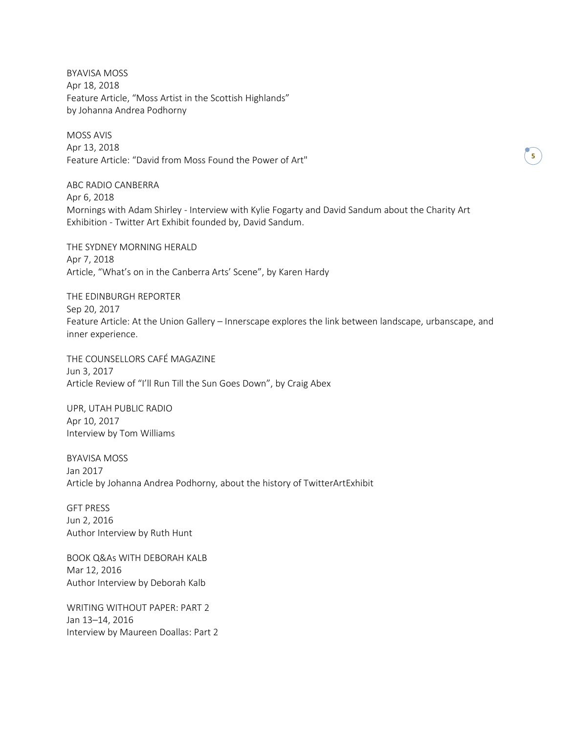BYAVISA MOSS
Apr 18, 2018
Feature Article, “Moss Artist in the Scottish Highlands”
by Johanna Andrea Podhorny

MOSS AVIS
Apr 13, 2018
Feature Article: “David from Moss Found the Power of Art"

ABC RADIO CANBERRA
Apr 6, 2018
Mornings with Adam Shirley - Interview with Kylie Fogarty and David Sandum about the Charity Art Exhibition - Twitter Art Exhibit founded by, David Sandum.

THE SYDNEY MORNING HERALD
Apr 7, 2018
Article, “What’s on in the Canberra Arts’ Scene”, by Karen Hardy

THE EDINBURGH REPORTER
Sep 20, 2017
Feature Article: At the Union Gallery – Innerscape explores the link between landscape, urbanscape, and inner experience.

THE COUNSELLORS CAFÉ MAGAZINE
Jun 3, 2017
Article Review of “I’ll Run Till the Sun Goes Down”, by Craig Abex

UPR, UTAH PUBLIC RADIO
Apr 10, 2017
Interview by Tom Williams

BYAVISA MOSS
Jan 2017
Article by Johanna Andrea Podhorny, about the history of TwitterArtExhibit

GFT PRESS
Jun 2, 2016
Author Interview by Ruth Hunt

BOOK Q&As WITH DEBORAH KALB
Mar 12, 2016
Author Interview by Deborah Kalb

WRITING WITHOUT PAPER: PART 2
Jan 13–14, 2016
Interview by Maureen Doallas: Part 2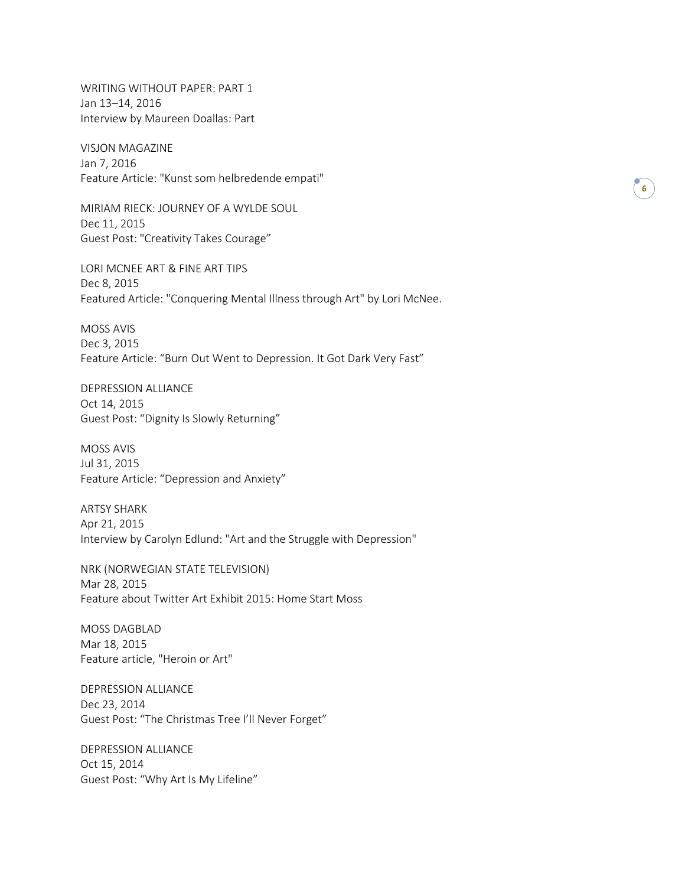WRITING WITHOUT PAPER: PART 1
Jan 13–14, 2016
Interview by Maureen Doallas: Part

VISJON MAGAZINE
Jan 7, 2016
Feature Article: "Kunst som helbredende empati"

MIRIAM RIECK: JOURNEY OF A WYLDE SOUL
Dec 11, 2015
Guest Post: "Creativity Takes Courage”

LORI MCNEE ART & FINE ART TIPS
Dec 8, 2015
Featured Article: "Conquering Mental Illness through Art" by Lori McNee.

MOSS AVIS
Dec 3, 2015
Feature Article: “Burn Out Went to Depression. It Got Dark Very Fast”

DEPRESSION ALLIANCE
Oct 14, 2015
Guest Post: “Dignity Is Slowly Returning”

MOSS AVIS
Jul 31, 2015
Feature Article: “Depression and Anxiety”

ARTSY SHARK
Apr 21, 2015
Interview by Carolyn Edlund: "Art and the Struggle with Depression"

NRK (NORWEGIAN STATE TELEVISION)
Mar 28, 2015
Feature about Twitter Art Exhibit 2015: Home Start Moss

MOSS DAGBLAD
Mar 18, 2015
Feature article, "Heroin or Art"

DEPRESSION ALLIANCE
Dec 23, 2014
Guest Post: “The Christmas Tree I’ll Never Forget”

DEPRESSION ALLIANCE
Oct 15, 2014
Guest Post: “Why Art Is My Lifeline”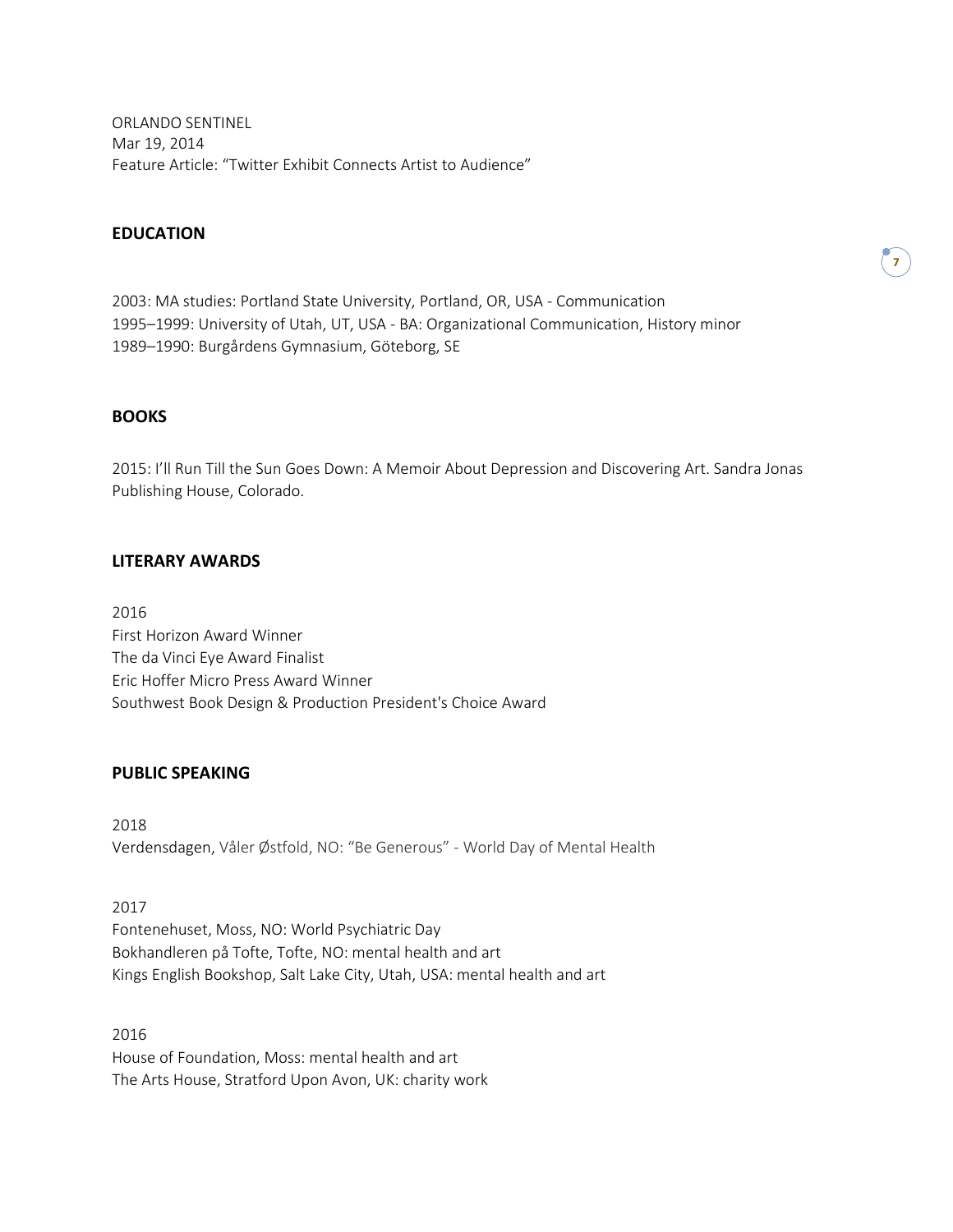ORLANDO SENTINEL
Mar 19, 2014
Feature Article: "Twitter Exhibit Connects Artist to Audience"

## EDUCATION

2003: MA studies: Portland State University, Portland, OR, USA - Communication
1995–1999: University of Utah, UT, USA - BA: Organizational Communication, History minor
1989–1990: Burgårdens Gymnasium, Göteborg, SE

## BOOKS

2015: I'll Run Till the Sun Goes Down: A Memoir About Depression and Discovering Art. Sandra Jonas Publishing House, Colorado.

## LITERARY AWARDS

2016
First Horizon Award Winner
The da Vinci Eye Award Finalist
Eric Hoffer Micro Press Award Winner
Southwest Book Design & Production President's Choice Award

## PUBLIC SPEAKING

2018
Verdensdagen, Våler Østfold, NO: "Be Generous" - World Day of Mental Health

2017
Fontenehuset, Moss, NO: World Psychiatric Day
Bokhandleren på Tofte, Tofte, NO: mental health and art
Kings English Bookshop, Salt Lake City, Utah, USA: mental health and art

2016
House of Foundation, Moss: mental health and art
The Arts House, Stratford Upon Avon, UK: charity work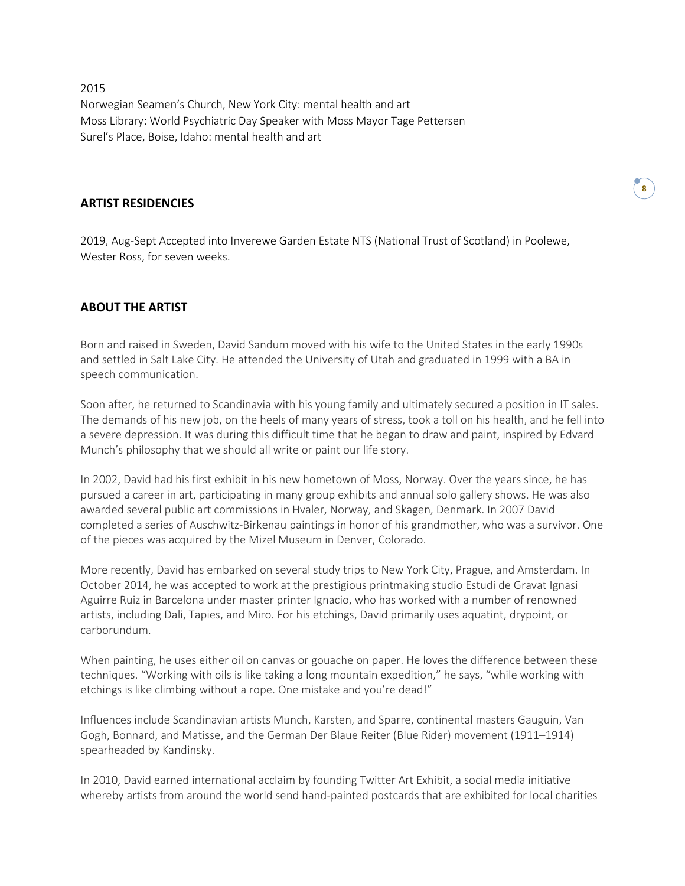2015

Norwegian Seamen's Church, New York City: mental health and art
Moss Library: World Psychiatric Day Speaker with Moss Mayor Tage Pettersen
Surel's Place, Boise, Idaho: mental health and art

## ARTIST RESIDENCIES

2019, Aug-Sept Accepted into Inverewe Garden Estate NTS (National Trust of Scotland) in Poolewe, Wester Ross, for seven weeks.

## ABOUT THE ARTIST

Born and raised in Sweden, David Sandum moved with his wife to the United States in the early 1990s and settled in Salt Lake City. He attended the University of Utah and graduated in 1999 with a BA in speech communication.

Soon after, he returned to Scandinavia with his young family and ultimately secured a position in IT sales. The demands of his new job, on the heels of many years of stress, took a toll on his health, and he fell into a severe depression. It was during this difficult time that he began to draw and paint, inspired by Edvard Munch's philosophy that we should all write or paint our life story.

In 2002, David had his first exhibit in his new hometown of Moss, Norway. Over the years since, he has pursued a career in art, participating in many group exhibits and annual solo gallery shows. He was also awarded several public art commissions in Hvaler, Norway, and Skagen, Denmark. In 2007 David completed a series of Auschwitz-Birkenau paintings in honor of his grandmother, who was a survivor. One of the pieces was acquired by the Mizel Museum in Denver, Colorado.

More recently, David has embarked on several study trips to New York City, Prague, and Amsterdam. In October 2014, he was accepted to work at the prestigious printmaking studio Estudi de Gravat Ignasi Aguirre Ruiz in Barcelona under master printer Ignacio, who has worked with a number of renowned artists, including Dali, Tapies, and Miro. For his etchings, David primarily uses aquatint, drypoint, or carborundum.

When painting, he uses either oil on canvas or gouache on paper. He loves the difference between these techniques. "Working with oils is like taking a long mountain expedition," he says, "while working with etchings is like climbing without a rope. One mistake and you're dead!"

Influences include Scandinavian artists Munch, Karsten, and Sparre, continental masters Gauguin, Van Gogh, Bonnard, and Matisse, and the German Der Blaue Reiter (Blue Rider) movement (1911–1914) spearheaded by Kandinsky.

In 2010, David earned international acclaim by founding Twitter Art Exhibit, a social media initiative whereby artists from around the world send hand-painted postcards that are exhibited for local charities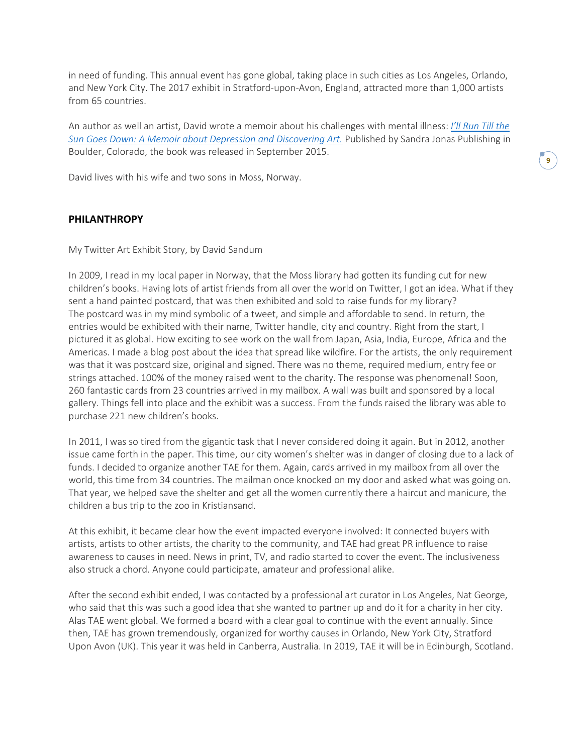in need of funding. This annual event has gone global, taking place in such cities as Los Angeles, Orlando, and New York City. The 2017 exhibit in Stratford-upon-Avon, England, attracted more than 1,000 artists from 65 countries.

An author as well an artist, David wrote a memoir about his challenges with mental illness: *I'll Run Till the Sun Goes Down: A Memoir about Depression and Discovering Art.* Published by Sandra Jonas Publishing in Boulder, Colorado, the book was released in September 2015.

David lives with his wife and two sons in Moss, Norway.

## PHILANTHROPY

My Twitter Art Exhibit Story, by David Sandum

In 2009, I read in my local paper in Norway, that the Moss library had gotten its funding cut for new children's books. Having lots of artist friends from all over the world on Twitter, I got an idea. What if they sent a hand painted postcard, that was then exhibited and sold to raise funds for my library? The postcard was in my mind symbolic of a tweet, and simple and affordable to send. In return, the entries would be exhibited with their name, Twitter handle, city and country. Right from the start, I pictured it as global. How exciting to see work on the wall from Japan, Asia, India, Europe, Africa and the Americas. I made a blog post about the idea that spread like wildfire. For the artists, the only requirement was that it was postcard size, original and signed. There was no theme, required medium, entry fee or strings attached. 100% of the money raised went to the charity. The response was phenomenal! Soon, 260 fantastic cards from 23 countries arrived in my mailbox. A wall was built and sponsored by a local gallery. Things fell into place and the exhibit was a success. From the funds raised the library was able to purchase 221 new children's books.

In 2011, I was so tired from the gigantic task that I never considered doing it again. But in 2012, another issue came forth in the paper. This time, our city women's shelter was in danger of closing due to a lack of funds. I decided to organize another TAE for them. Again, cards arrived in my mailbox from all over the world, this time from 34 countries. The mailman once knocked on my door and asked what was going on. That year, we helped save the shelter and get all the women currently there a haircut and manicure, the children a bus trip to the zoo in Kristiansand.

At this exhibit, it became clear how the event impacted everyone involved: It connected buyers with artists, artists to other artists, the charity to the community, and TAE had great PR influence to raise awareness to causes in need. News in print, TV, and radio started to cover the event. The inclusiveness also struck a chord. Anyone could participate, amateur and professional alike.

After the second exhibit ended, I was contacted by a professional art curator in Los Angeles, Nat George, who said that this was such a good idea that she wanted to partner up and do it for a charity in her city. Alas TAE went global. We formed a board with a clear goal to continue with the event annually. Since then, TAE has grown tremendously, organized for worthy causes in Orlando, New York City, Stratford Upon Avon (UK). This year it was held in Canberra, Australia. In 2019, TAE it will be in Edinburgh, Scotland.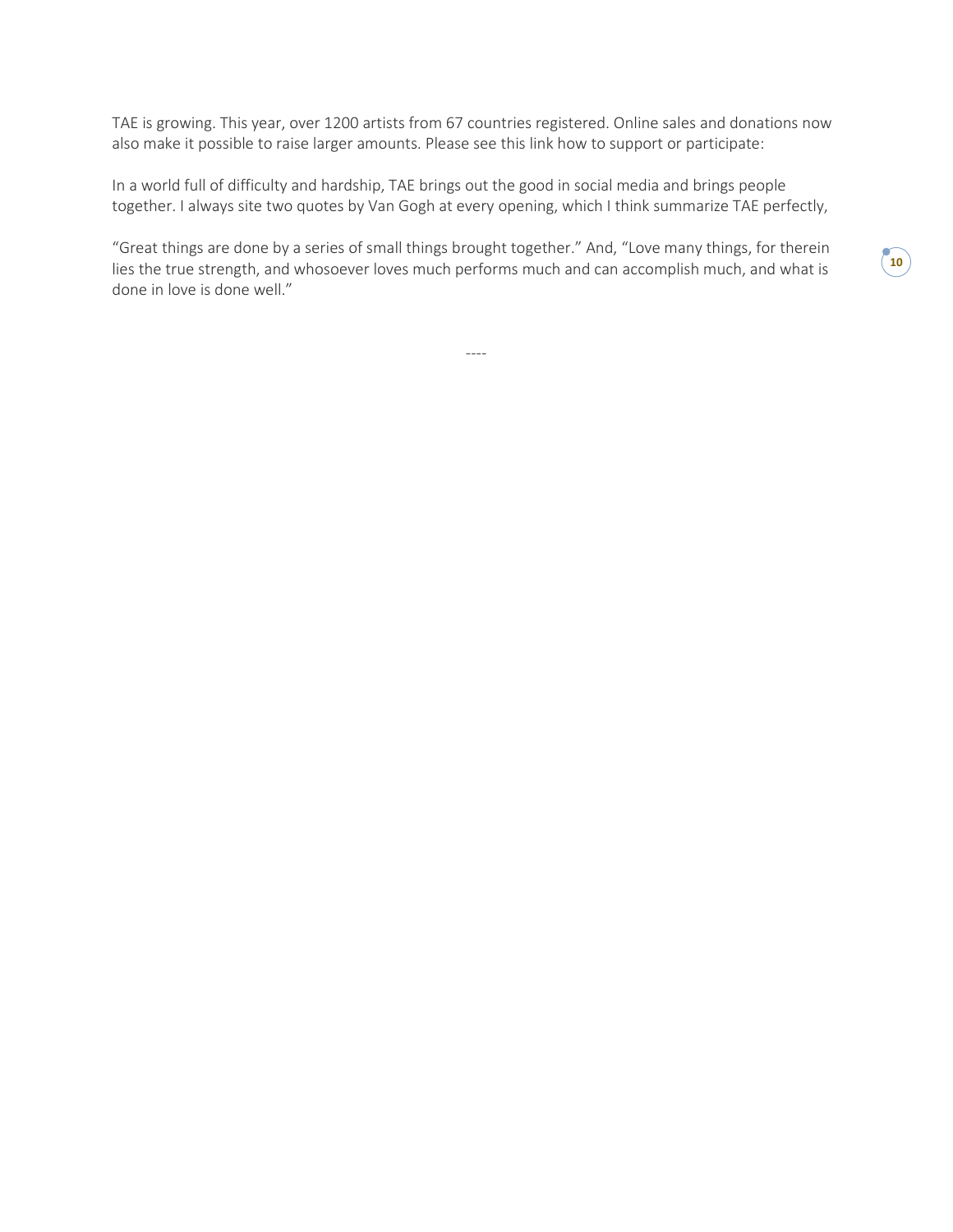TAE is growing. This year, over 1200 artists from 67 countries registered. Online sales and donations now also make it possible to raise larger amounts. Please see this link how to support or participate:

In a world full of difficulty and hardship, TAE brings out the good in social media and brings people together. I always site two quotes by Van Gogh at every opening, which I think summarize TAE perfectly,

"Great things are done by a series of small things brought together." And, "Love many things, for therein lies the true strength, and whosoever loves much performs much and can accomplish much, and what is done in love is done well."

----